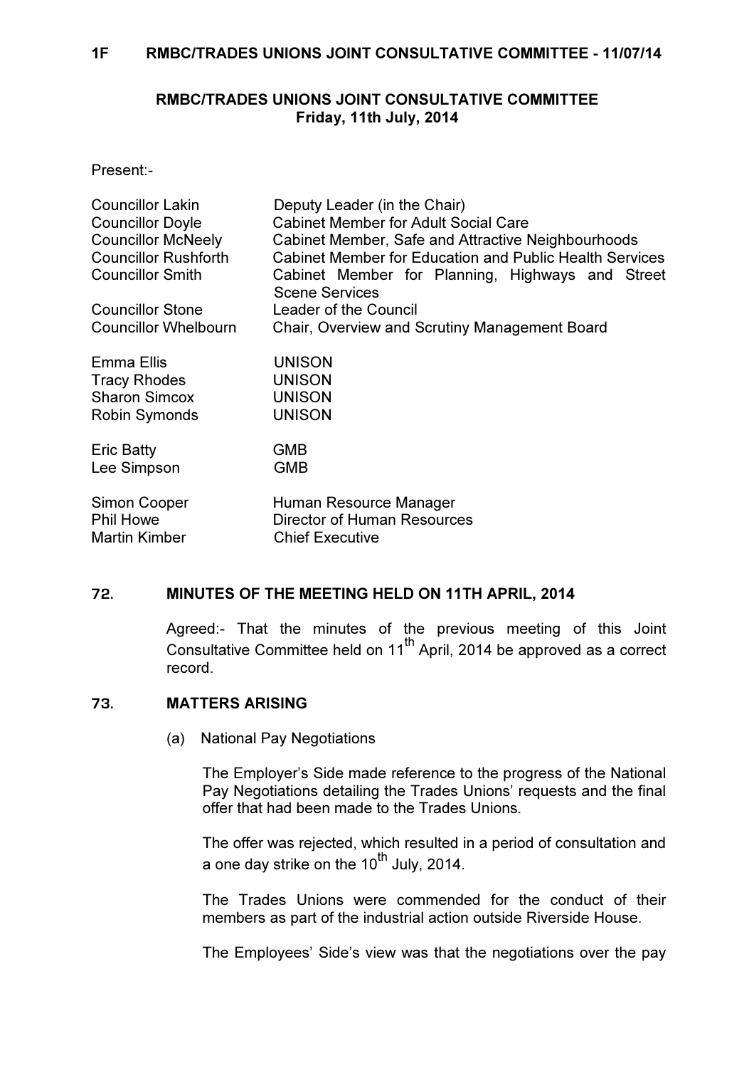## RMBC/TRADES UNIONS JOINT CONSULTATIVE COMMITTEE
**Friday, 11th July, 2014**

Present:-

| | |
|---|---|
| Councillor Lakin | Deputy Leader (in the Chair) |
| Councillor Doyle | Cabinet Member for Adult Social Care |
| Councillor McNeely | Cabinet Member, Safe and Attractive Neighbourhoods |
| Councillor Rushforth | Cabinet Member for Education and Public Health Services |
| Councillor Smith | Cabinet Member for Planning, Highways and Street Scene Services |
| Councillor Stone | Leader of the Council |
| Councillor Whelbourn | Chair, Overview and Scrutiny Management Board |
| Emma Ellis | UNISON |
| Tracy Rhodes | UNISON |
| Sharon Simcox | UNISON |
| Robin Symonds | UNISON |
| Eric Batty | GMB |
| Lee Simpson | GMB |
| Simon Cooper | Human Resource Manager |
| Phil Howe | Director of Human Resources |
| Martin Kimber | Chief Executive |

### 72. MINUTES OF THE MEETING HELD ON 11TH APRIL, 2014

Agreed:- That the minutes of the previous meeting of this Joint Consultative Committee held on 11th April, 2014 be approved as a correct record.

### 73. MATTERS ARISING

(a) National Pay Negotiations

The Employer's Side made reference to the progress of the National Pay Negotiations detailing the Trades Unions' requests and the final offer that had been made to the Trades Unions.

The offer was rejected, which resulted in a period of consultation and a one day strike on the 10th July, 2014.

The Trades Unions were commended for the conduct of their members as part of the industrial action outside Riverside House.

The Employees' Side's view was that the negotiations over the pay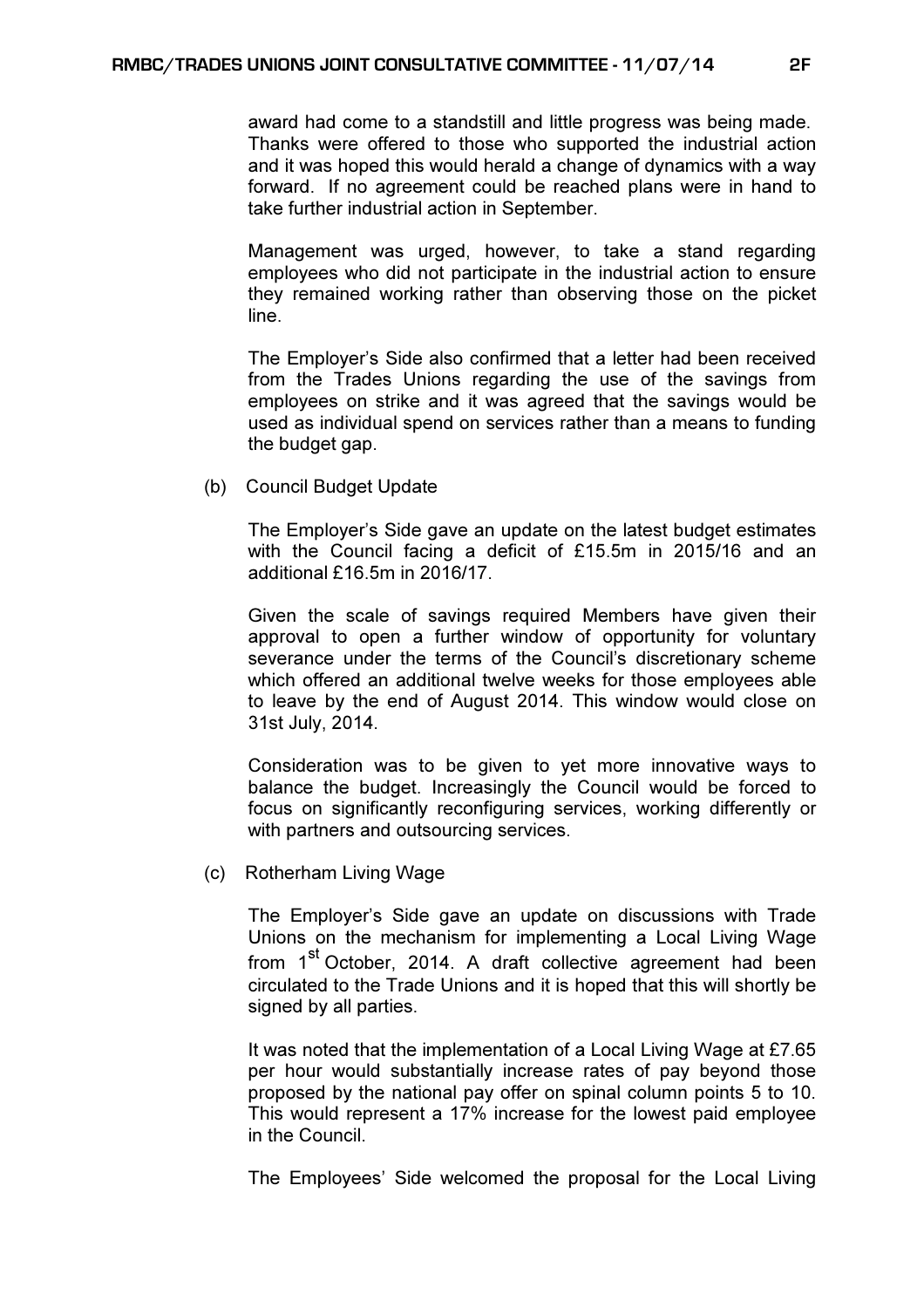award had come to a standstill and little progress was being made. Thanks were offered to those who supported the industrial action and it was hoped this would herald a change of dynamics with a way forward. If no agreement could be reached plans were in hand to take further industrial action in September.

Management was urged, however, to take a stand regarding employees who did not participate in the industrial action to ensure they remained working rather than observing those on the picket line.

The Employer's Side also confirmed that a letter had been received from the Trades Unions regarding the use of the savings from employees on strike and it was agreed that the savings would be used as individual spend on services rather than a means to funding the budget gap.

(b) Council Budget Update

The Employer's Side gave an update on the latest budget estimates with the Council facing a deficit of £15.5m in 2015/16 and an additional £16.5m in 2016/17.

Given the scale of savings required Members have given their approval to open a further window of opportunity for voluntary severance under the terms of the Council's discretionary scheme which offered an additional twelve weeks for those employees able to leave by the end of August 2014. This window would close on 31st July, 2014.

Consideration was to be given to yet more innovative ways to balance the budget. Increasingly the Council would be forced to focus on significantly reconfiguring services, working differently or with partners and outsourcing services.

(c) Rotherham Living Wage

The Employer's Side gave an update on discussions with Trade Unions on the mechanism for implementing a Local Living Wage from 1st October, 2014. A draft collective agreement had been circulated to the Trade Unions and it is hoped that this will shortly be signed by all parties.

It was noted that the implementation of a Local Living Wage at £7.65 per hour would substantially increase rates of pay beyond those proposed by the national pay offer on spinal column points 5 to 10. This would represent a 17% increase for the lowest paid employee in the Council.

The Employees' Side welcomed the proposal for the Local Living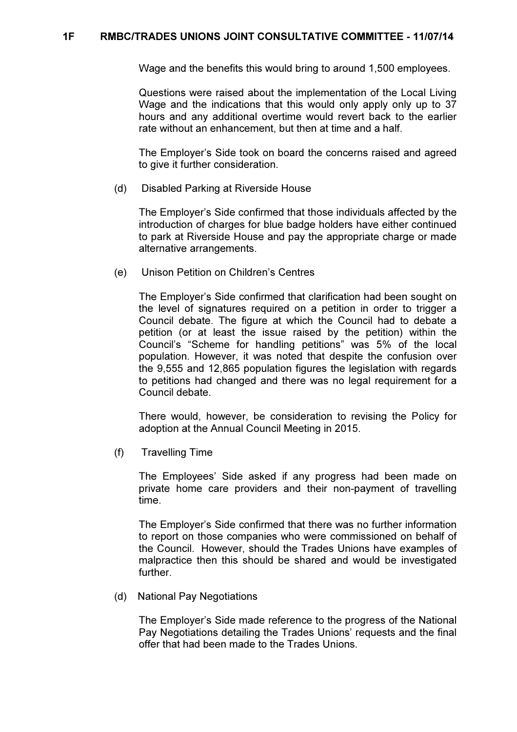Wage and the benefits this would bring to around 1,500 employees.

Questions were raised about the implementation of the Local Living Wage and the indications that this would only apply only up to 37 hours and any additional overtime would revert back to the earlier rate without an enhancement, but then at time and a half.

The Employer's Side took on board the concerns raised and agreed to give it further consideration.

(d) Disabled Parking at Riverside House

The Employer's Side confirmed that those individuals affected by the introduction of charges for blue badge holders have either continued to park at Riverside House and pay the appropriate charge or made alternative arrangements.

(e) Unison Petition on Children's Centres

The Employer's Side confirmed that clarification had been sought on the level of signatures required on a petition in order to trigger a Council debate. The figure at which the Council had to debate a petition (or at least the issue raised by the petition) within the Council's "Scheme for handling petitions" was 5% of the local population. However, it was noted that despite the confusion over the 9,555 and 12,865 population figures the legislation with regards to petitions had changed and there was no legal requirement for a Council debate.

There would, however, be consideration to revising the Policy for adoption at the Annual Council Meeting in 2015.

(f) Travelling Time

The Employees' Side asked if any progress had been made on private home care providers and their non-payment of travelling time.

The Employer's Side confirmed that there was no further information to report on those companies who were commissioned on behalf of the Council. However, should the Trades Unions have examples of malpractice then this should be shared and would be investigated further.

(d) National Pay Negotiations

The Employer's Side made reference to the progress of the National Pay Negotiations detailing the Trades Unions' requests and the final offer that had been made to the Trades Unions.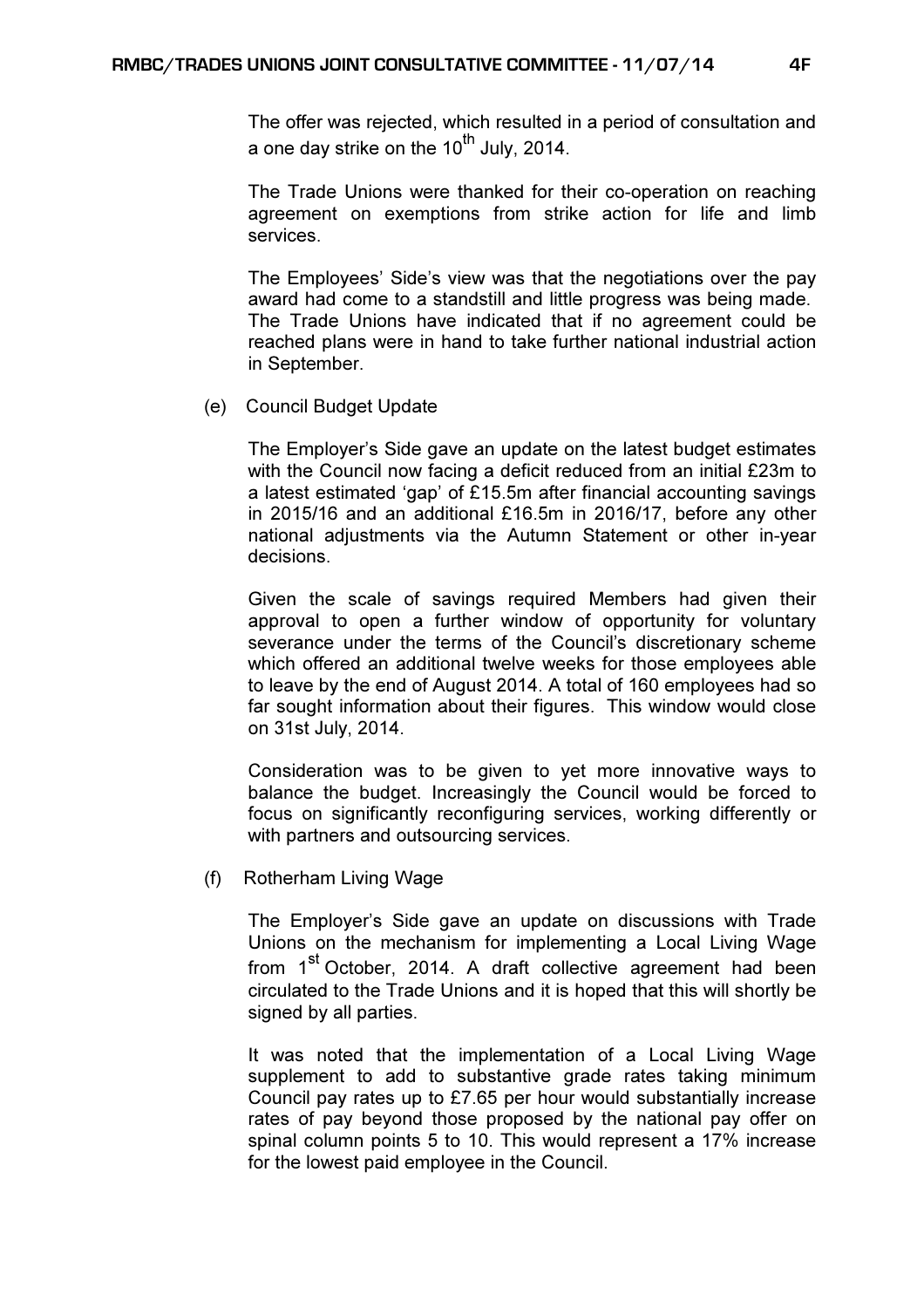The offer was rejected, which resulted in a period of consultation and a one day strike on the 10th July, 2014.

The Trade Unions were thanked for their co-operation on reaching agreement on exemptions from strike action for life and limb services.

The Employees' Side's view was that the negotiations over the pay award had come to a standstill and little progress was being made. The Trade Unions have indicated that if no agreement could be reached plans were in hand to take further national industrial action in September.

(e) Council Budget Update

The Employer's Side gave an update on the latest budget estimates with the Council now facing a deficit reduced from an initial £23m to a latest estimated 'gap' of £15.5m after financial accounting savings in 2015/16 and an additional £16.5m in 2016/17, before any other national adjustments via the Autumn Statement or other in-year decisions.

Given the scale of savings required Members had given their approval to open a further window of opportunity for voluntary severance under the terms of the Council's discretionary scheme which offered an additional twelve weeks for those employees able to leave by the end of August 2014. A total of 160 employees had so far sought information about their figures. This window would close on 31st July, 2014.

Consideration was to be given to yet more innovative ways to balance the budget. Increasingly the Council would be forced to focus on significantly reconfiguring services, working differently or with partners and outsourcing services.

(f) Rotherham Living Wage

The Employer's Side gave an update on discussions with Trade Unions on the mechanism for implementing a Local Living Wage from 1st October, 2014. A draft collective agreement had been circulated to the Trade Unions and it is hoped that this will shortly be signed by all parties.

It was noted that the implementation of a Local Living Wage supplement to add to substantive grade rates taking minimum Council pay rates up to £7.65 per hour would substantially increase rates of pay beyond those proposed by the national pay offer on spinal column points 5 to 10. This would represent a 17% increase for the lowest paid employee in the Council.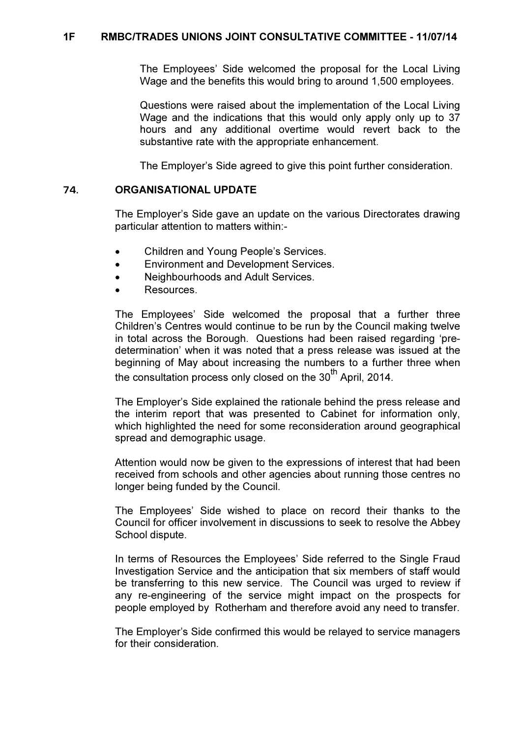The Employees' Side welcomed the proposal for the Local Living Wage and the benefits this would bring to around 1,500 employees.

Questions were raised about the implementation of the Local Living Wage and the indications that this would only apply only up to 37 hours and any additional overtime would revert back to the substantive rate with the appropriate enhancement.

The Employer's Side agreed to give this point further consideration.

## 74. ORGANISATIONAL UPDATE

The Employer's Side gave an update on the various Directorates drawing particular attention to matters within:-

- Children and Young People's Services.
- Environment and Development Services.
- Neighbourhoods and Adult Services.
- Resources.

The Employees' Side welcomed the proposal that a further three Children's Centres would continue to be run by the Council making twelve in total across the Borough. Questions had been raised regarding 'pre-determination' when it was noted that a press release was issued at the beginning of May about increasing the numbers to a further three when the consultation process only closed on the 30th April, 2014.

The Employer's Side explained the rationale behind the press release and the interim report that was presented to Cabinet for information only, which highlighted the need for some reconsideration around geographical spread and demographic usage.

Attention would now be given to the expressions of interest that had been received from schools and other agencies about running those centres no longer being funded by the Council.

The Employees' Side wished to place on record their thanks to the Council for officer involvement in discussions to seek to resolve the Abbey School dispute.

In terms of Resources the Employees' Side referred to the Single Fraud Investigation Service and the anticipation that six members of staff would be transferring to this new service. The Council was urged to review if any re-engineering of the service might impact on the prospects for people employed by Rotherham and therefore avoid any need to transfer.

The Employer's Side confirmed this would be relayed to service managers for their consideration.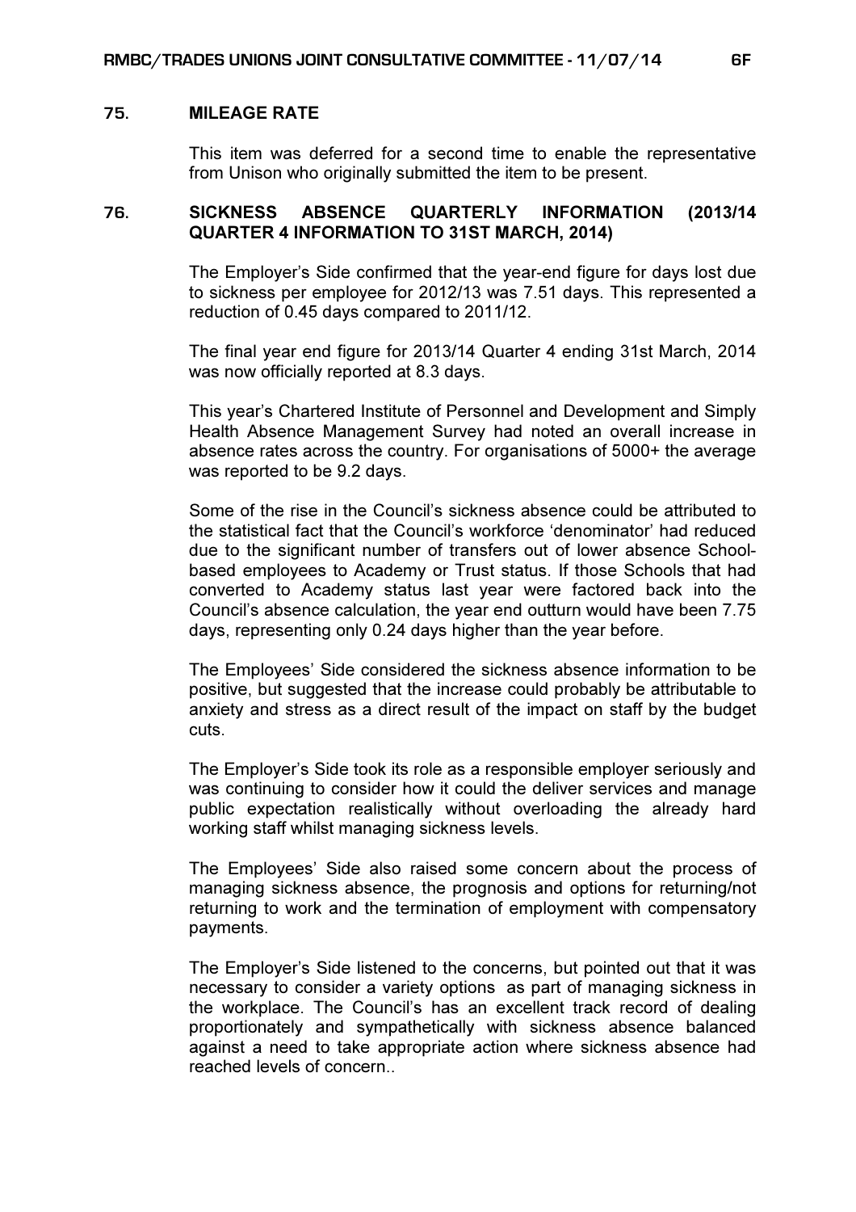## 75. MILEAGE RATE

This item was deferred for a second time to enable the representative from Unison who originally submitted the item to be present.

## 76. SICKNESS ABSENCE QUARTERLY INFORMATION (2013/14 QUARTER 4 INFORMATION TO 31ST MARCH, 2014)

The Employer's Side confirmed that the year-end figure for days lost due to sickness per employee for 2012/13 was 7.51 days. This represented a reduction of 0.45 days compared to 2011/12.

The final year end figure for 2013/14 Quarter 4 ending 31st March, 2014 was now officially reported at 8.3 days.

This year's Chartered Institute of Personnel and Development and Simply Health Absence Management Survey had noted an overall increase in absence rates across the country. For organisations of 5000+ the average was reported to be 9.2 days.

Some of the rise in the Council's sickness absence could be attributed to the statistical fact that the Council's workforce 'denominator' had reduced due to the significant number of transfers out of lower absence School-based employees to Academy or Trust status. If those Schools that had converted to Academy status last year were factored back into the Council's absence calculation, the year end outturn would have been 7.75 days, representing only 0.24 days higher than the year before.

The Employees' Side considered the sickness absence information to be positive, but suggested that the increase could probably be attributable to anxiety and stress as a direct result of the impact on staff by the budget cuts.

The Employer's Side took its role as a responsible employer seriously and was continuing to consider how it could the deliver services and manage public expectation realistically without overloading the already hard working staff whilst managing sickness levels.

The Employees' Side also raised some concern about the process of managing sickness absence, the prognosis and options for returning/not returning to work and the termination of employment with compensatory payments.

The Employer's Side listened to the concerns, but pointed out that it was necessary to consider a variety options as part of managing sickness in the workplace. The Council's has an excellent track record of dealing proportionately and sympathetically with sickness absence balanced against a need to take appropriate action where sickness absence had reached levels of concern..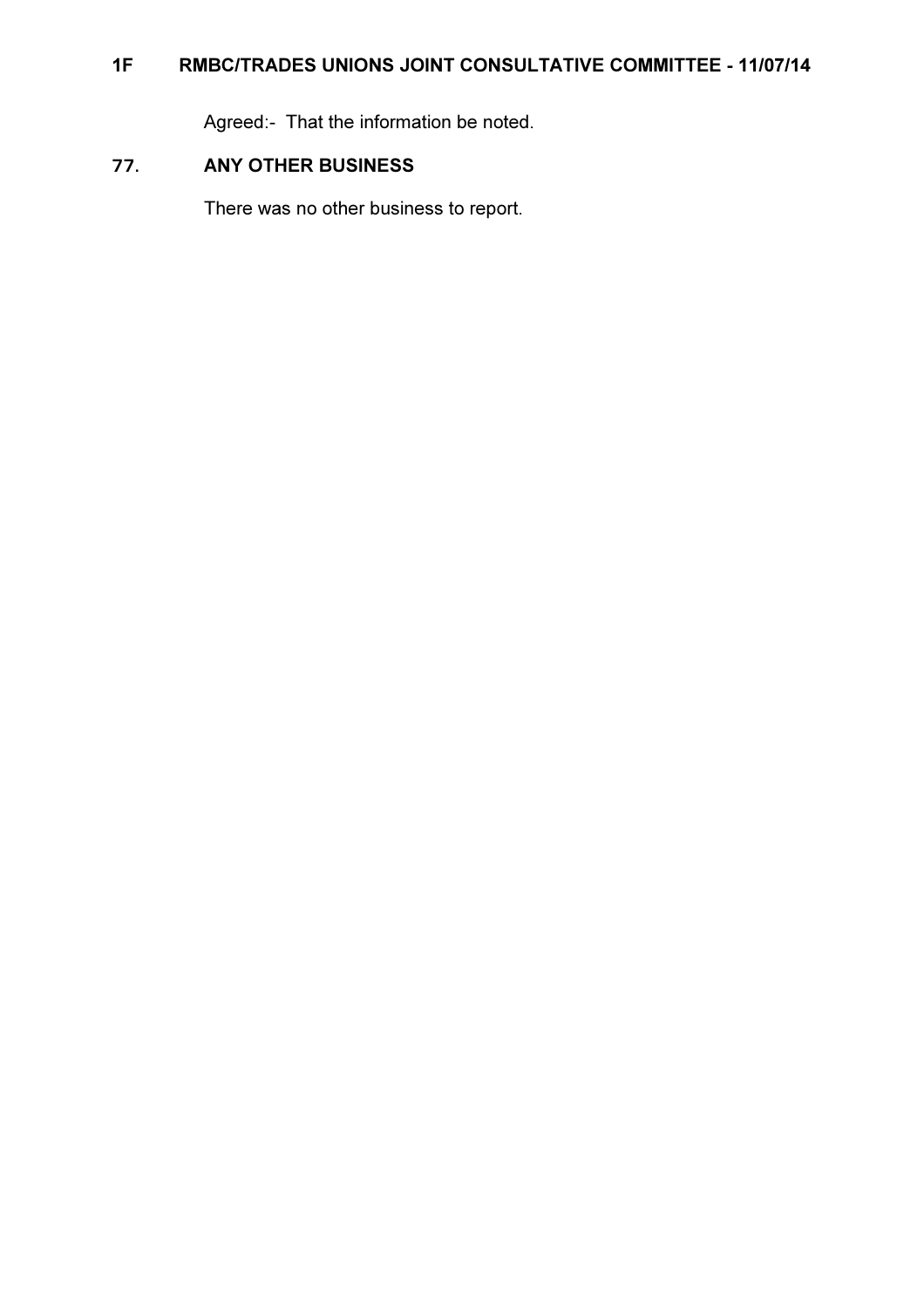Agreed:- That the information be noted.

## 77. ANY OTHER BUSINESS

There was no other business to report.